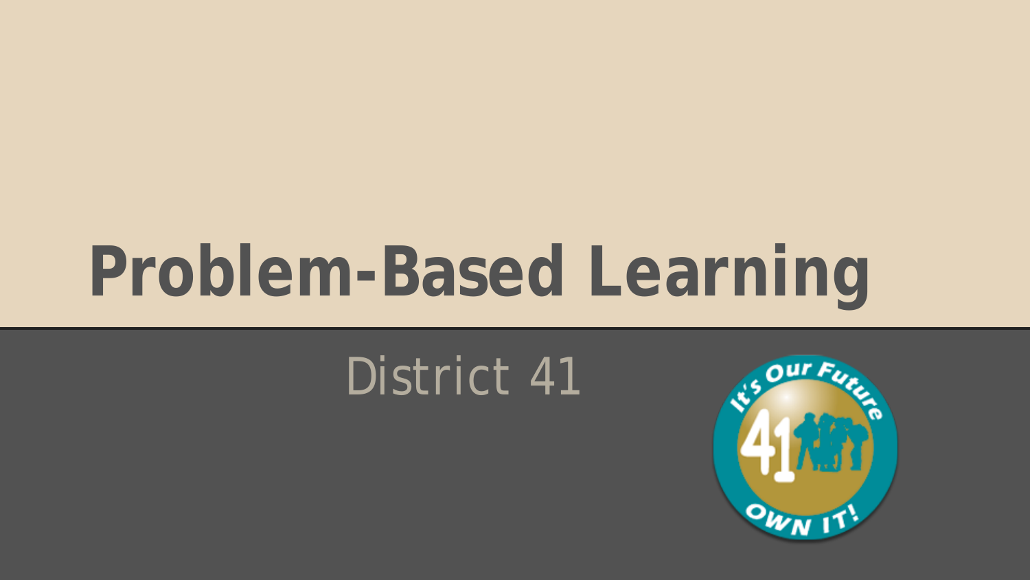# Problem-Based Learning

District 41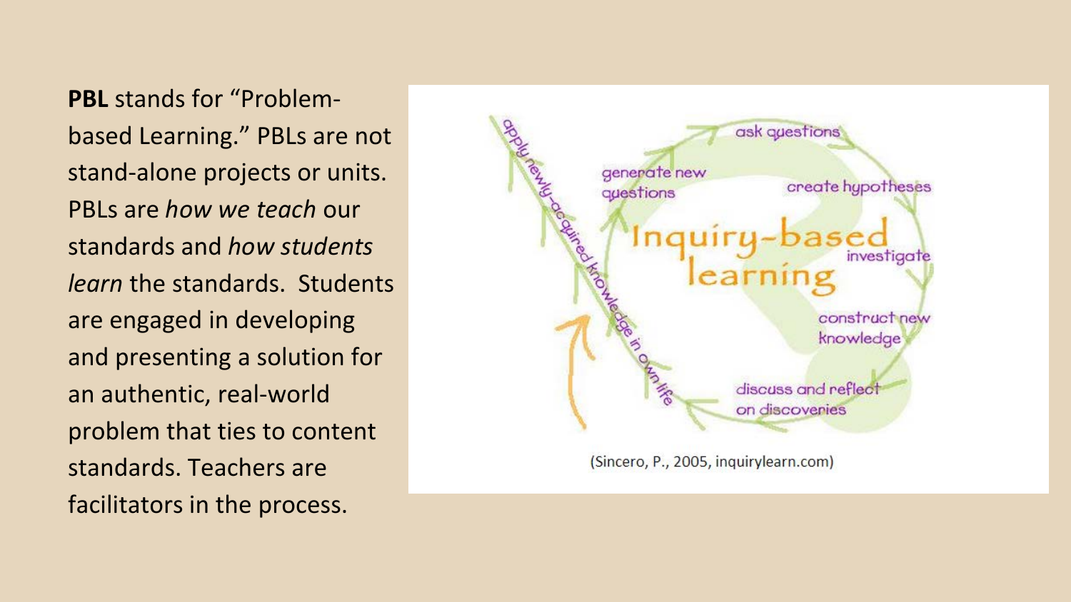**PBL** stands for "Problem-based Learning." PBLs are not stand-alone projects or units. PBLs are *how we teach* our standards and *how students learn* the standards. Students are engaged in developing and presenting a solution for an authentic, real-world problem that ties to content standards. Teachers are facilitators in the process.

(Sincero, P., 2005, inquirylearn.com)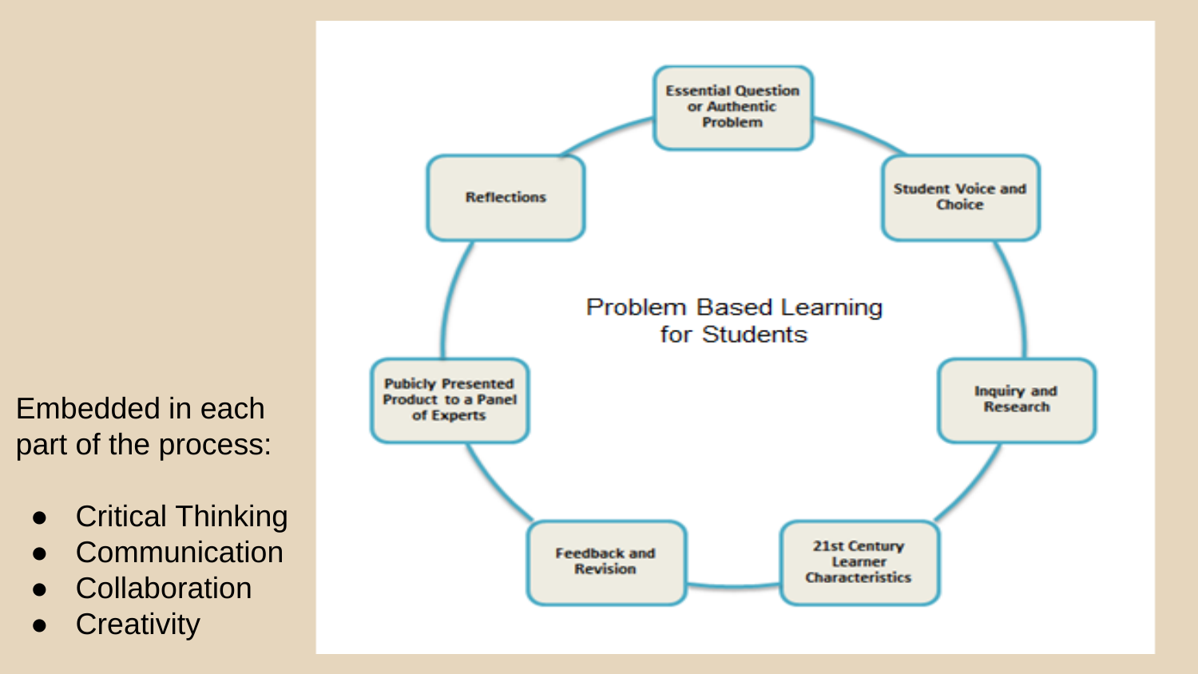Embedded in each part of the process:

- Critical Thinking
- Communication
- Collaboration
- Creativity

Problem Based Learning for Students

- Essential Question or Authentic Problem
- Student Voice and Choice
- Inquiry and Research
- 21st Century Learner Characteristics
- Feedback and Revision
- Pubicly Presented Product to a Panel of Experts
- Reflections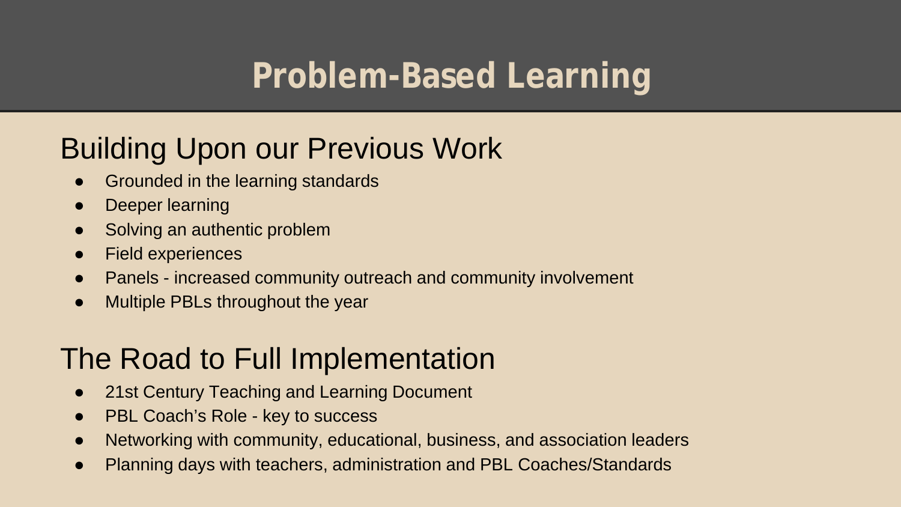# Problem-Based Learning

## Building Upon our Previous Work

- Grounded in the learning standards
- Deeper learning
- Solving an authentic problem
- Field experiences
- Panels - increased community outreach and community involvement
- Multiple PBLs throughout the year

## The Road to Full Implementation

- 21st Century Teaching and Learning Document
- PBL Coach's Role - key to success
- Networking with community, educational, business, and association leaders
- Planning days with teachers, administration and PBL Coaches/Standards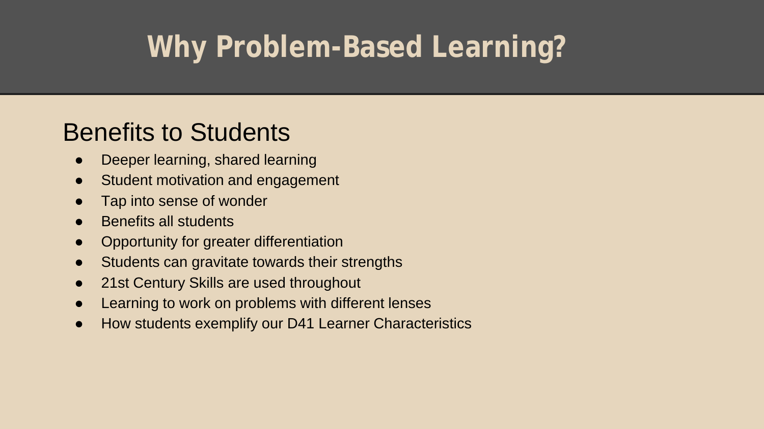# Why Problem-Based Learning?

## Benefits to Students

- Deeper learning, shared learning
- Student motivation and engagement
- Tap into sense of wonder
- Benefits all students
- Opportunity for greater differentiation
- Students can gravitate towards their strengths
- 21st Century Skills are used throughout
- Learning to work on problems with different lenses
- How students exemplify our D41 Learner Characteristics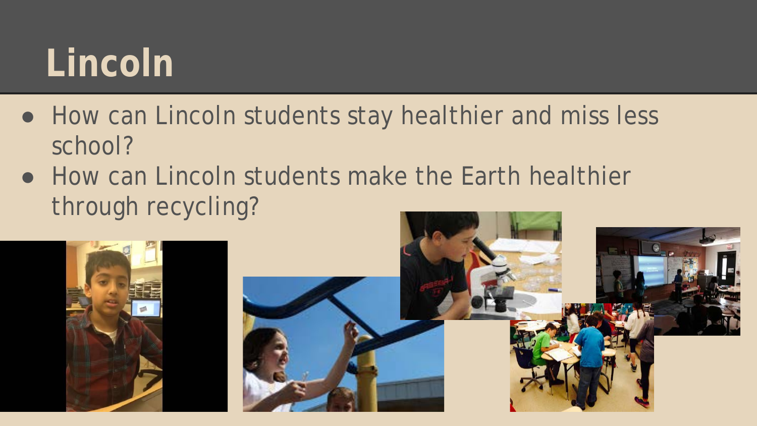# Lincoln

- How can Lincoln students stay healthier and miss less school?
- How can Lincoln students make the Earth healthier through recycling?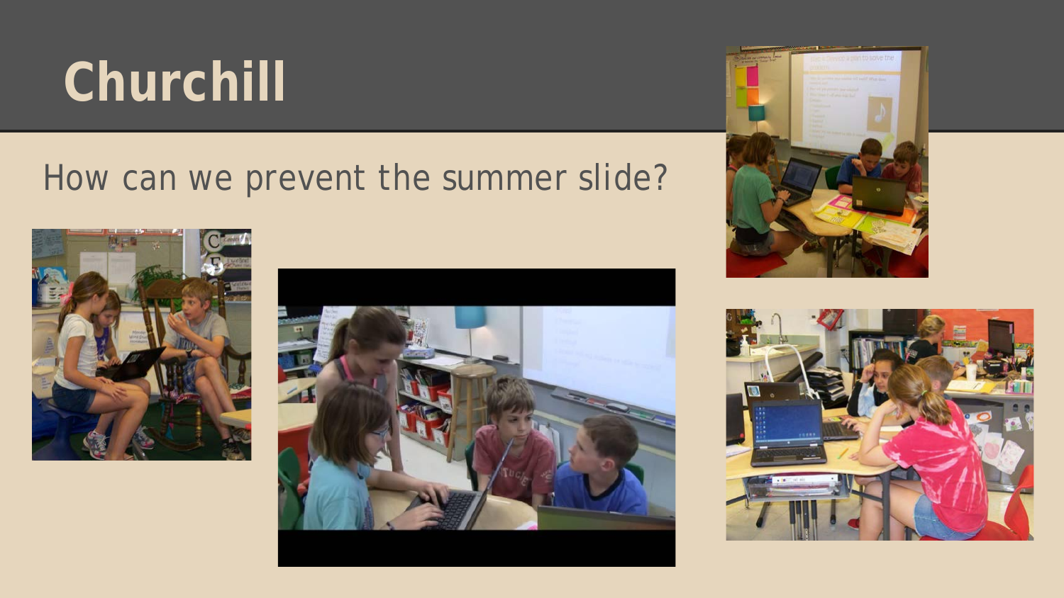# Churchill

How can we prevent the summer slide?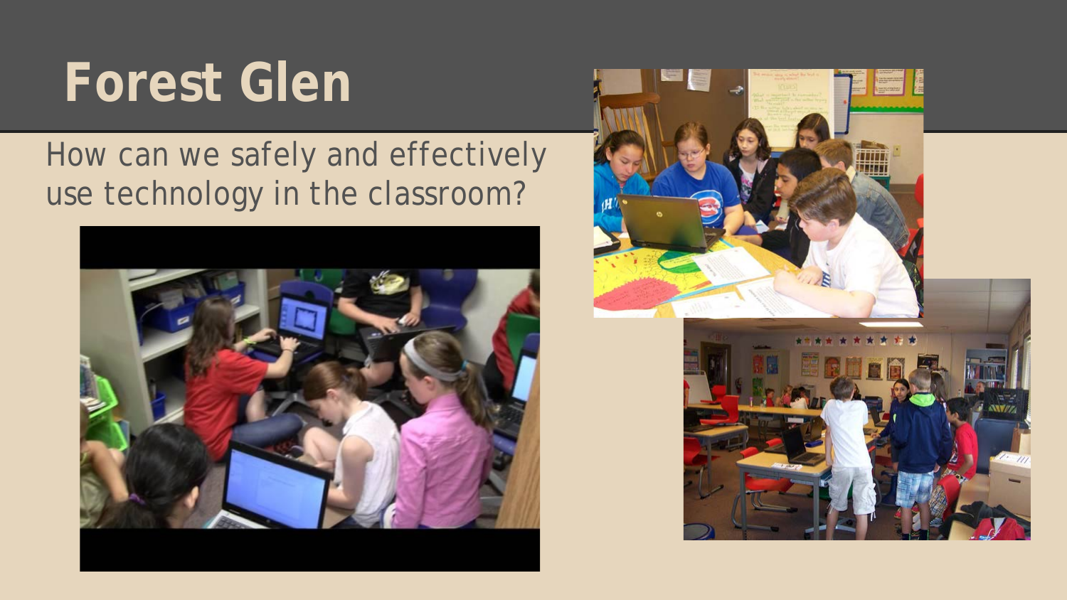# Forest Glen

How can we safely and effectively use technology in the classroom?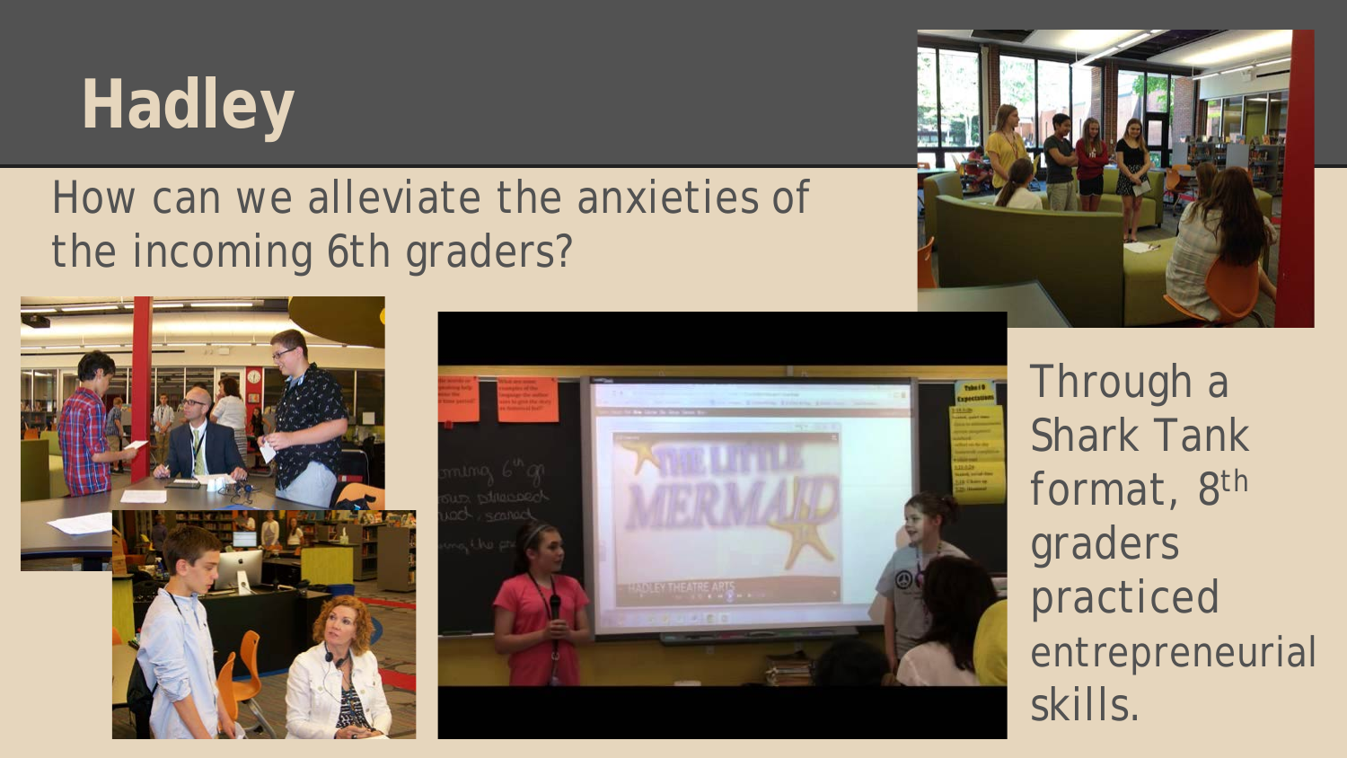# Hadley

How can we alleviate the anxieties of the incoming 6th graders?

Through a Shark Tank format, 8th graders practiced entrepreneurial skills.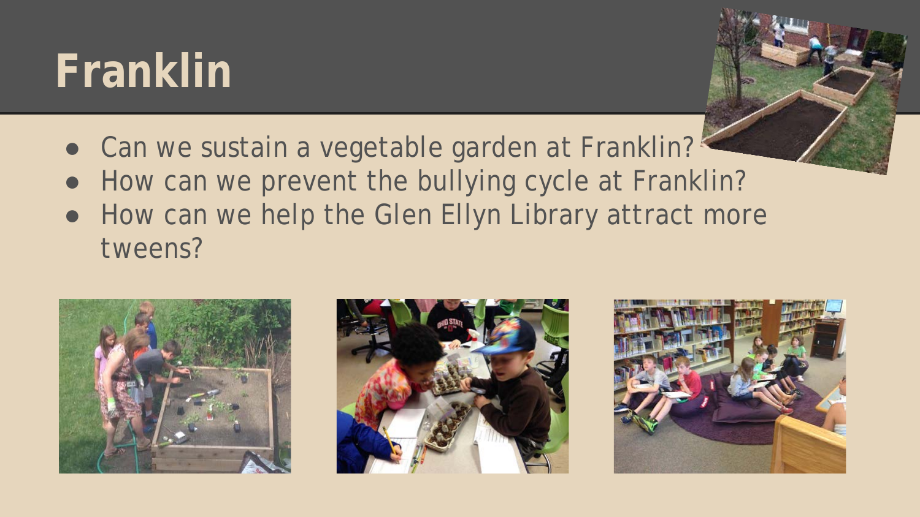# Franklin

- Can we sustain a vegetable garden at Franklin?
- How can we prevent the bullying cycle at Franklin?
- How can we help the Glen Ellyn Library attract more tweens?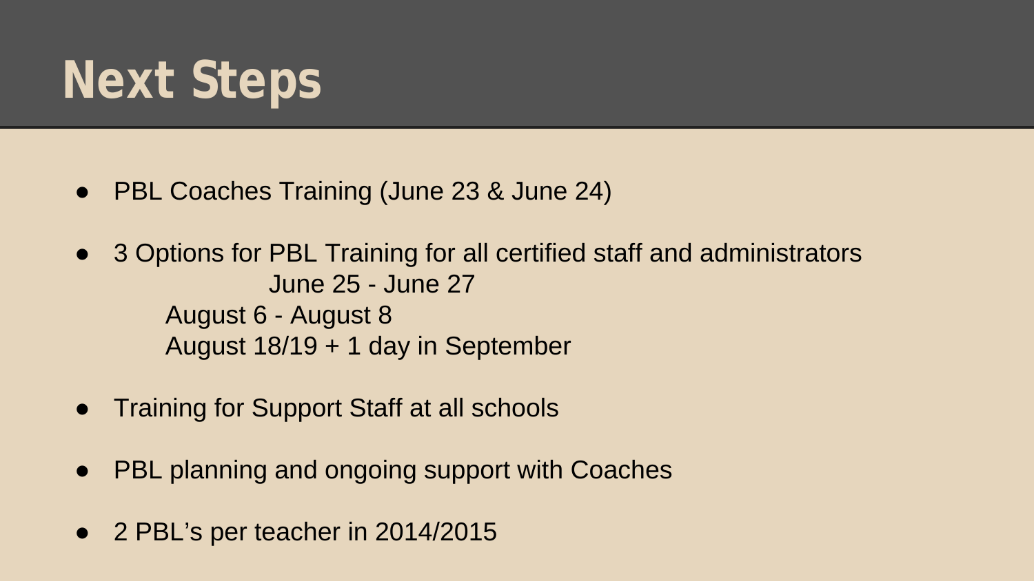# Next Steps

- PBL Coaches Training (June 23 & June 24)
- 3 Options for PBL Training for all certified staff and administrators
  - June 25 - June 27
  - August 6 - August 8
  - August 18/19 + 1 day in September
- Training for Support Staff at all schools
- PBL planning and ongoing support with Coaches
- 2 PBL's per teacher in 2014/2015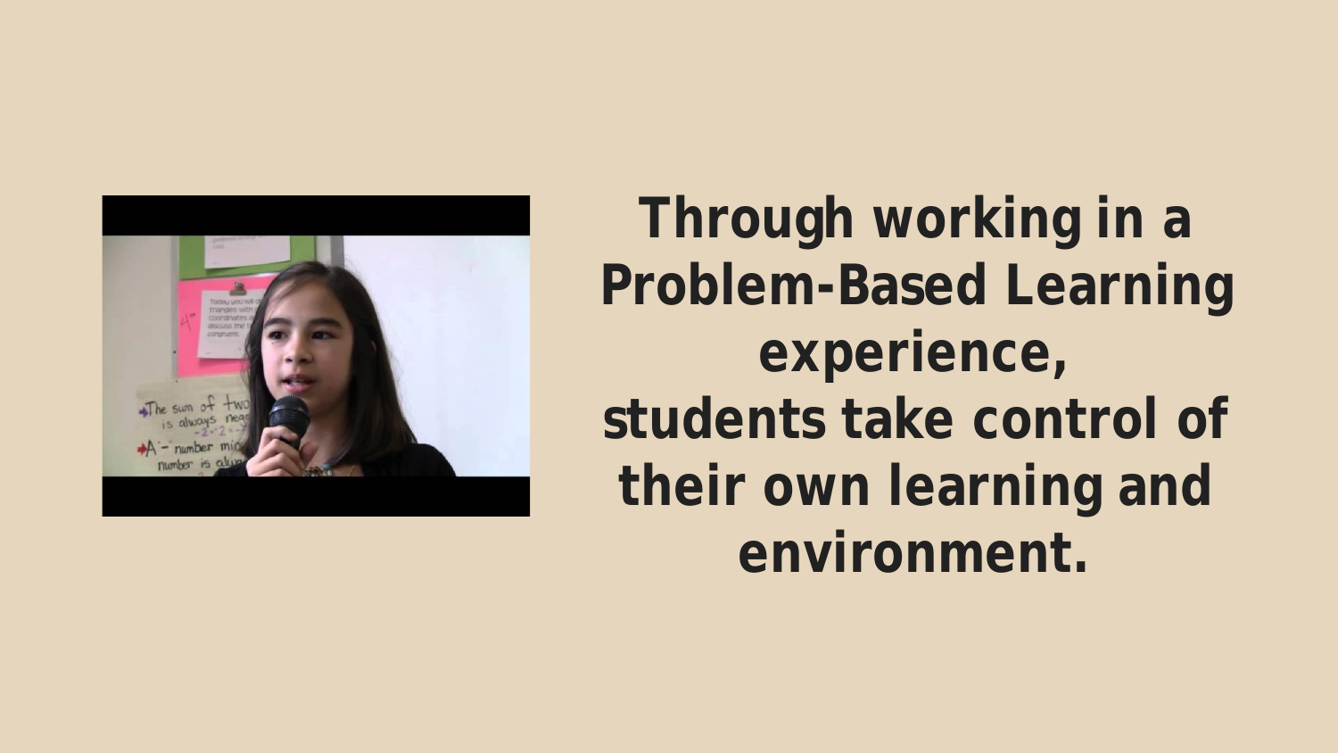**Through working in a Problem-Based Learning experience, students take control of their own learning and environment.**